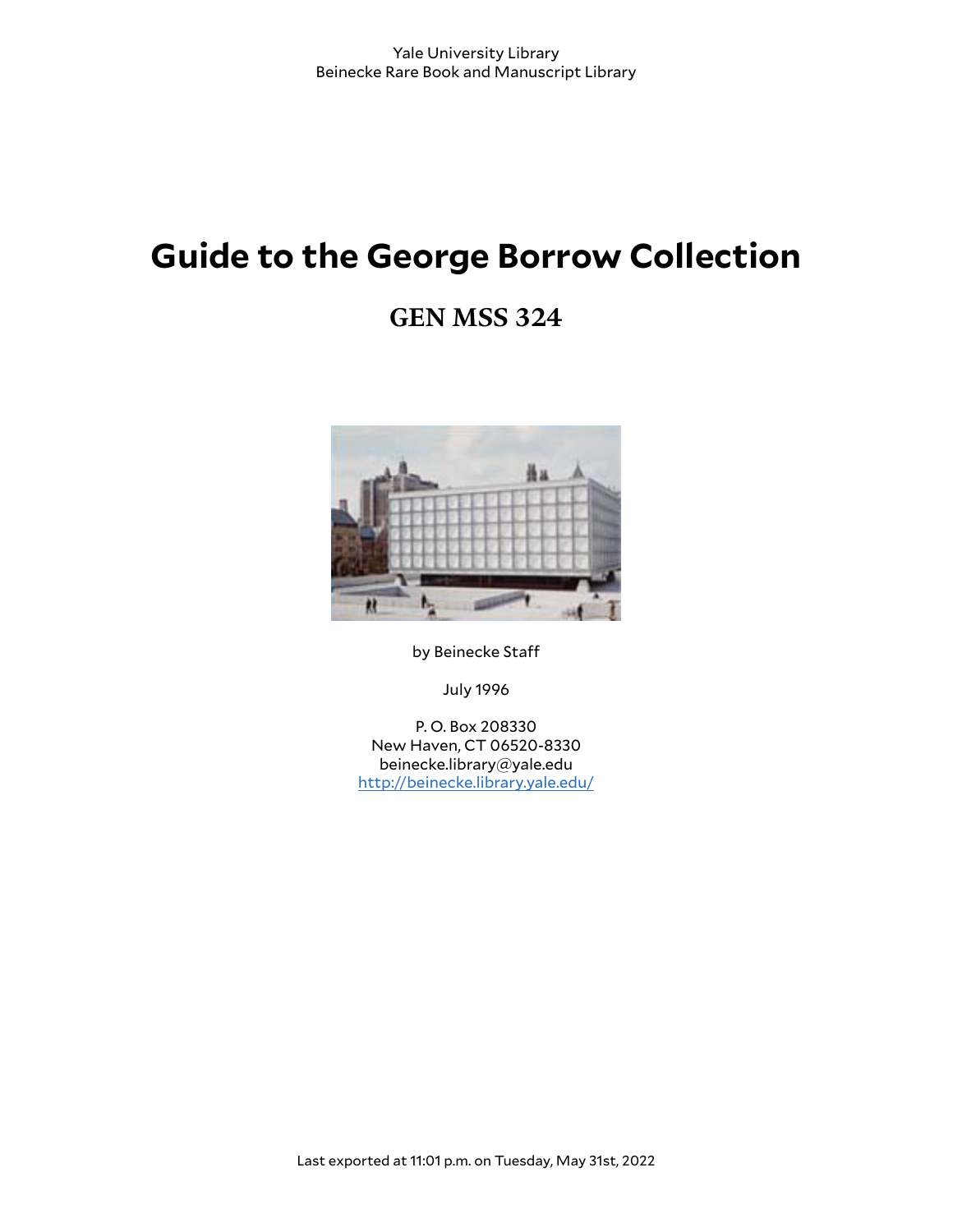Yale University Library
Beinecke Rare Book and Manuscript Library

# Guide to the George Borrow Collection

## GEN MSS 324

by Beinecke Staff

July 1996

P. O. Box 208330
New Haven, CT 06520-8330
beinecke.library@yale.edu
[http://beinecke.library.yale.edu/](http://beinecke.library.yale.edu/)

Last exported at 11:01 p.m. on Tuesday, May 31st, 2022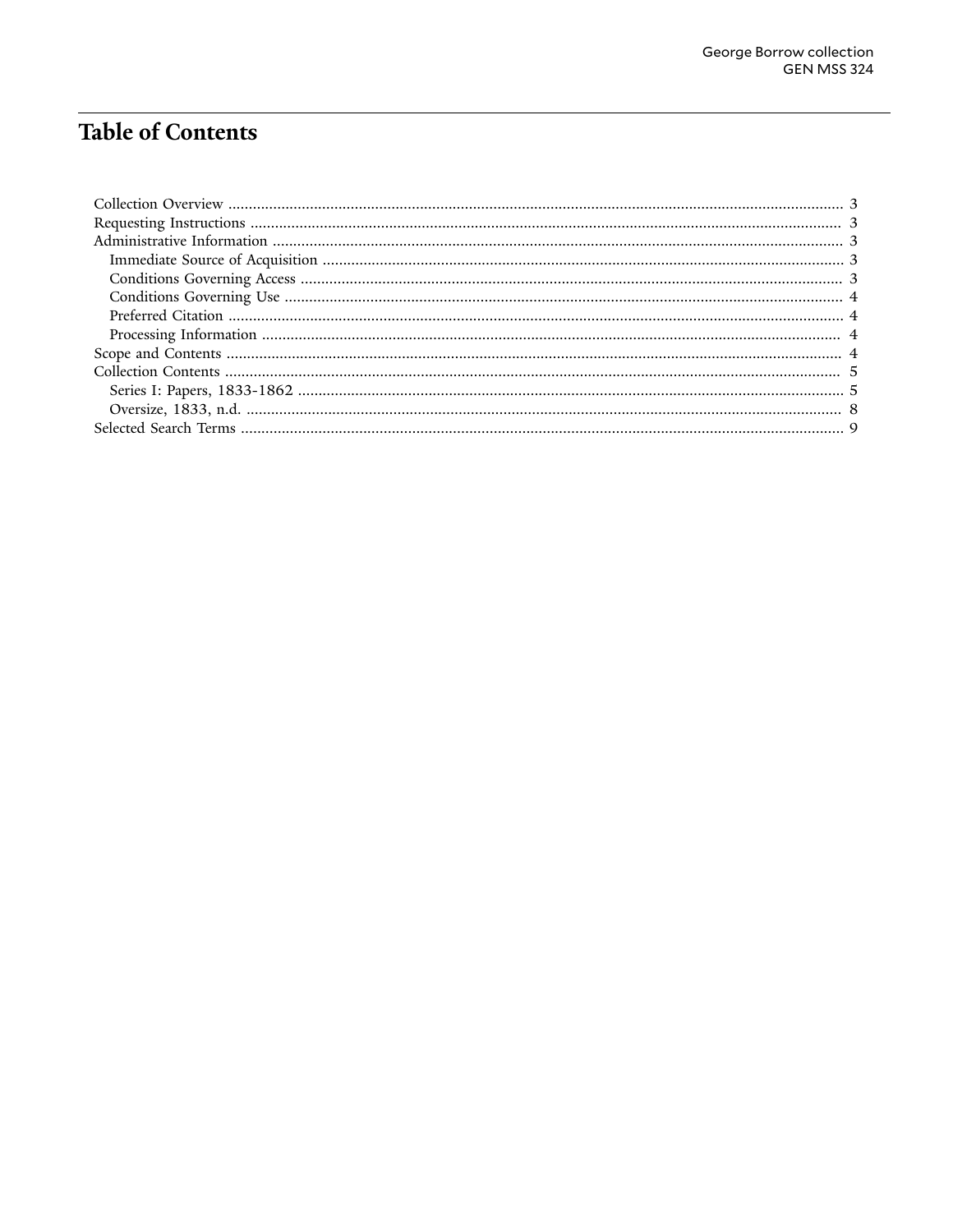# Table of Contents

- Collection Overview ..................... 3
- Requesting Instructions ..................... 3
- Administrative Information ..................... 3
  - Immediate Source of Acquisition ..................... 3
  - Conditions Governing Access ..................... 3
  - Conditions Governing Use ..................... 4
  - Preferred Citation ..................... 4
  - Processing Information ..................... 4
- Scope and Contents ..................... 4
- Collection Contents ..................... 5
  - Series I: Papers, 1833-1862 ..................... 5
  - Oversize, 1833, n.d. ..................... 8
- Selected Search Terms ..................... 9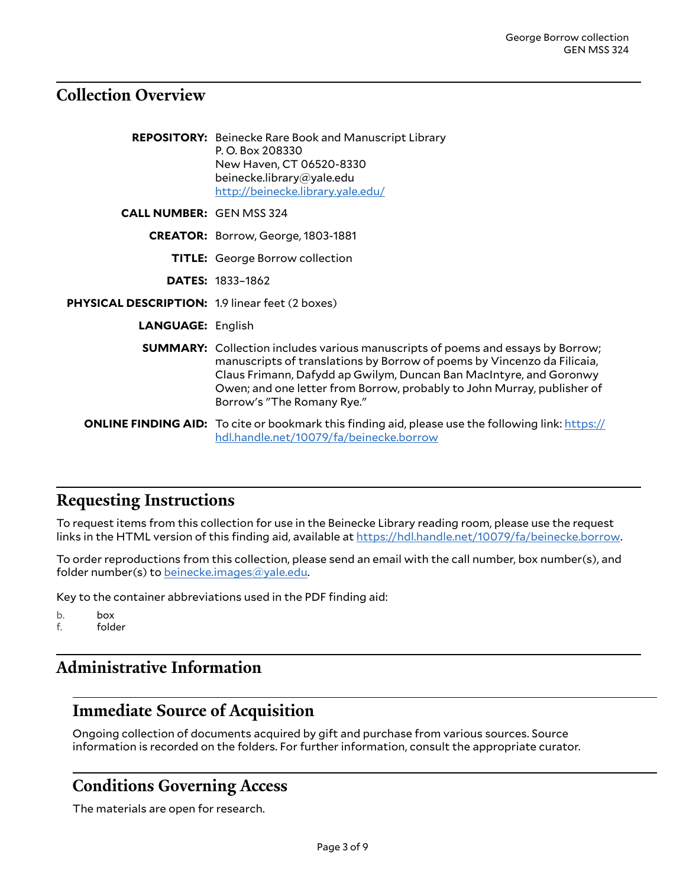## Collection Overview

**REPOSITORY:** Beinecke Rare Book and Manuscript Library
P. O. Box 208330
New Haven, CT 06520-8330
beinecke.library@yale.edu
http://beinecke.library.yale.edu/

**CALL NUMBER:** GEN MSS 324

**CREATOR:** Borrow, George, 1803-1881

**TITLE:** George Borrow collection

**DATES:** 1833–1862

**PHYSICAL DESCRIPTION:** 1.9 linear feet (2 boxes)

**LANGUAGE:** English

**SUMMARY:** Collection includes various manuscripts of poems and essays by Borrow; manuscripts of translations by Borrow of poems by Vincenzo da Filicaia, Claus Frimann, Dafydd ap Gwilym, Duncan Ban MacIntyre, and Goronwy Owen; and one letter from Borrow, probably to John Murray, publisher of Borrow's "The Romany Rye."

**ONLINE FINDING AID:** To cite or bookmark this finding aid, please use the following link: https://hdl.handle.net/10079/fa/beinecke.borrow

## Requesting Instructions

To request items from this collection for use in the Beinecke Library reading room, please use the request links in the HTML version of this finding aid, available at https://hdl.handle.net/10079/fa/beinecke.borrow.

To order reproductions from this collection, please send an email with the call number, box number(s), and folder number(s) to beinecke.images@yale.edu.

Key to the container abbreviations used in the PDF finding aid:

b. box
f. folder

## Administrative Information

### Immediate Source of Acquisition

Ongoing collection of documents acquired by gift and purchase from various sources. Source information is recorded on the folders. For further information, consult the appropriate curator.

### Conditions Governing Access

The materials are open for research.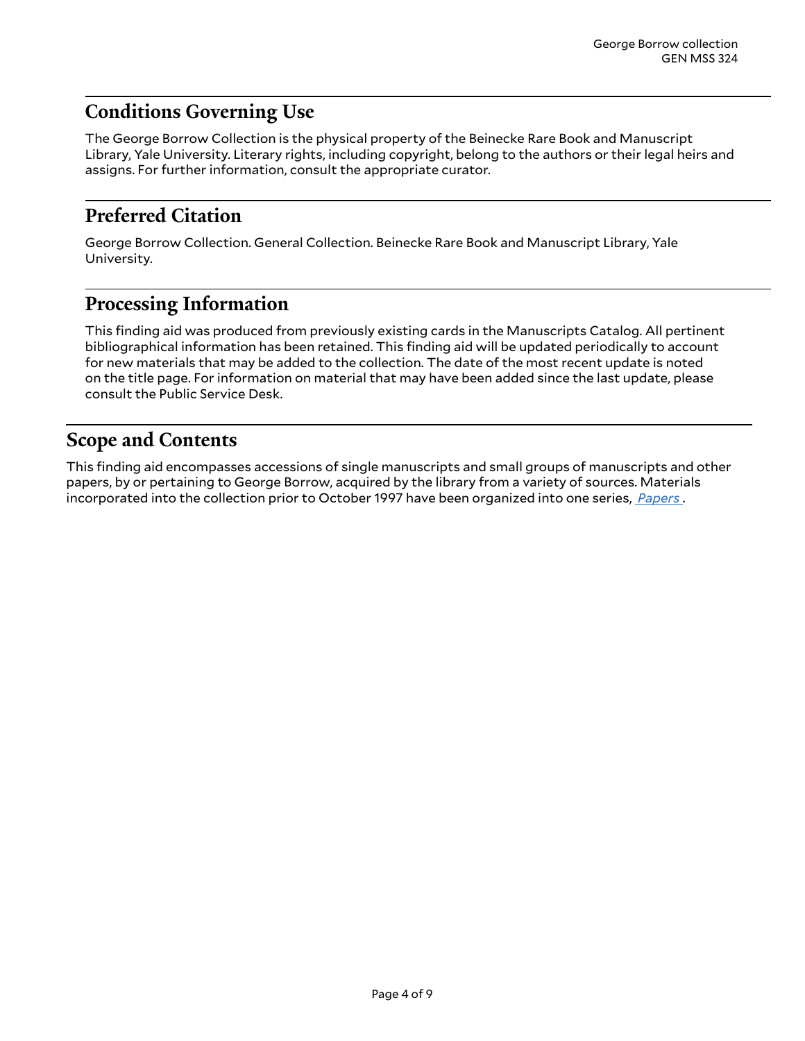## Conditions Governing Use

The George Borrow Collection is the physical property of the Beinecke Rare Book and Manuscript Library, Yale University. Literary rights, including copyright, belong to the authors or their legal heirs and assigns. For further information, consult the appropriate curator.

## Preferred Citation

George Borrow Collection. General Collection. Beinecke Rare Book and Manuscript Library, Yale University.

## Processing Information

This finding aid was produced from previously existing cards in the Manuscripts Catalog. All pertinent bibliographical information has been retained. This finding aid will be updated periodically to account for new materials that may be added to the collection. The date of the most recent update is noted on the title page. For information on material that may have been added since the last update, please consult the Public Service Desk.

## Scope and Contents

This finding aid encompasses accessions of single manuscripts and small groups of manuscripts and other papers, by or pertaining to George Borrow, acquired by the library from a variety of sources. Materials incorporated into the collection prior to October 1997 have been organized into one series, *Papers*.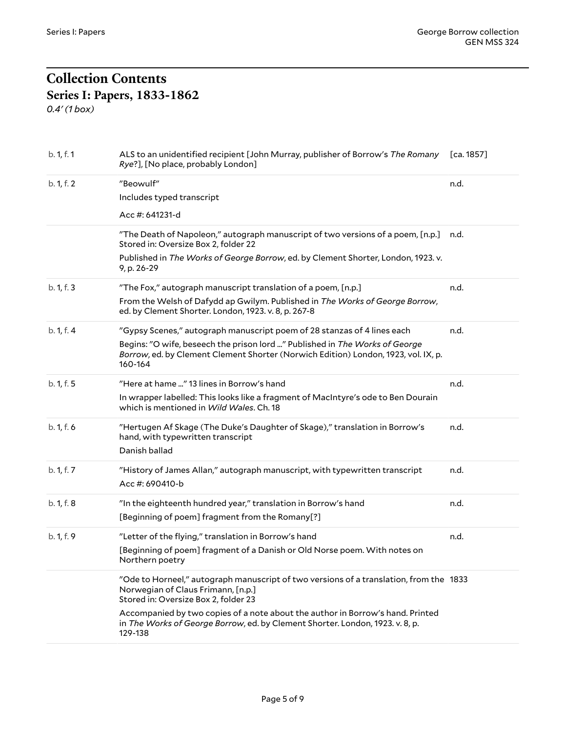# Collection Contents

## Series I: Papers, 1833-1862

*0.4′ (1 box)*

| | | |
|---|---|---|
| b. 1, f. 1 | ALS to an unidentified recipient [John Murray, publisher of Borrow's *The Romany Rye*?], [No place, probably London] | [ca. 1857] |
| b. 1, f. 2 | "Beowulf"<br><br>Includes typed transcript<br><br>Acc #: 641231-d | n.d. |
| | "The Death of Napoleon," autograph manuscript of two versions of a poem, [n.p.]<br>Stored in: Oversize Box 2, folder 22<br><br>Published in *The Works of George Borrow*, ed. by Clement Shorter, London, 1923. v. 9, p. 26-29 | n.d. |
| b. 1, f. 3 | "The Fox," autograph manuscript translation of a poem, [n.p.]<br><br>From the Welsh of Dafydd ap Gwilym. Published in *The Works of George Borrow*, ed. by Clement Shorter. London, 1923. v. 8, p. 267-8 | n.d. |
| b. 1, f. 4 | "Gypsy Scenes," autograph manuscript poem of 28 stanzas of 4 lines each<br><br>Begins: "O wife, beseech the prison lord ..." Published in *The Works of George Borrow*, ed. by Clement Clement Shorter (Norwich Edition) London, 1923, vol. IX, p. 160-164 | n.d. |
| b. 1, f. 5 | "Here at hame ..." 13 lines in Borrow's hand<br><br>In wrapper labelled: This looks like a fragment of MacIntyre's ode to Ben Dourain which is mentioned in *Wild Wales*. Ch. 18 | n.d. |
| b. 1, f. 6 | "Hertugen Af Skage (The Duke's Daughter of Skage)," translation in Borrow's hand, with typewritten transcript<br><br>Danish ballad | n.d. |
| b. 1, f. 7 | "History of James Allan," autograph manuscript, with typewritten transcript<br><br>Acc #: 690410-b | n.d. |
| b. 1, f. 8 | "In the eighteenth hundred year," translation in Borrow's hand<br><br>[Beginning of poem] fragment from the Romany[?] | n.d. |
| b. 1, f. 9 | "Letter of the flying," translation in Borrow's hand<br><br>[Beginning of poem] fragment of a Danish or Old Norse poem. With notes on Northern poetry | n.d. |
| | "Ode to Horneel," autograph manuscript of two versions of a translation, from the Norwegian of Claus Frimann, [n.p.]<br>Stored in: Oversize Box 2, folder 23<br><br>Accompanied by two copies of a note about the author in Borrow's hand. Printed in *The Works of George Borrow*, ed. by Clement Shorter. London, 1923. v. 8, p. 129-138 | 1833 |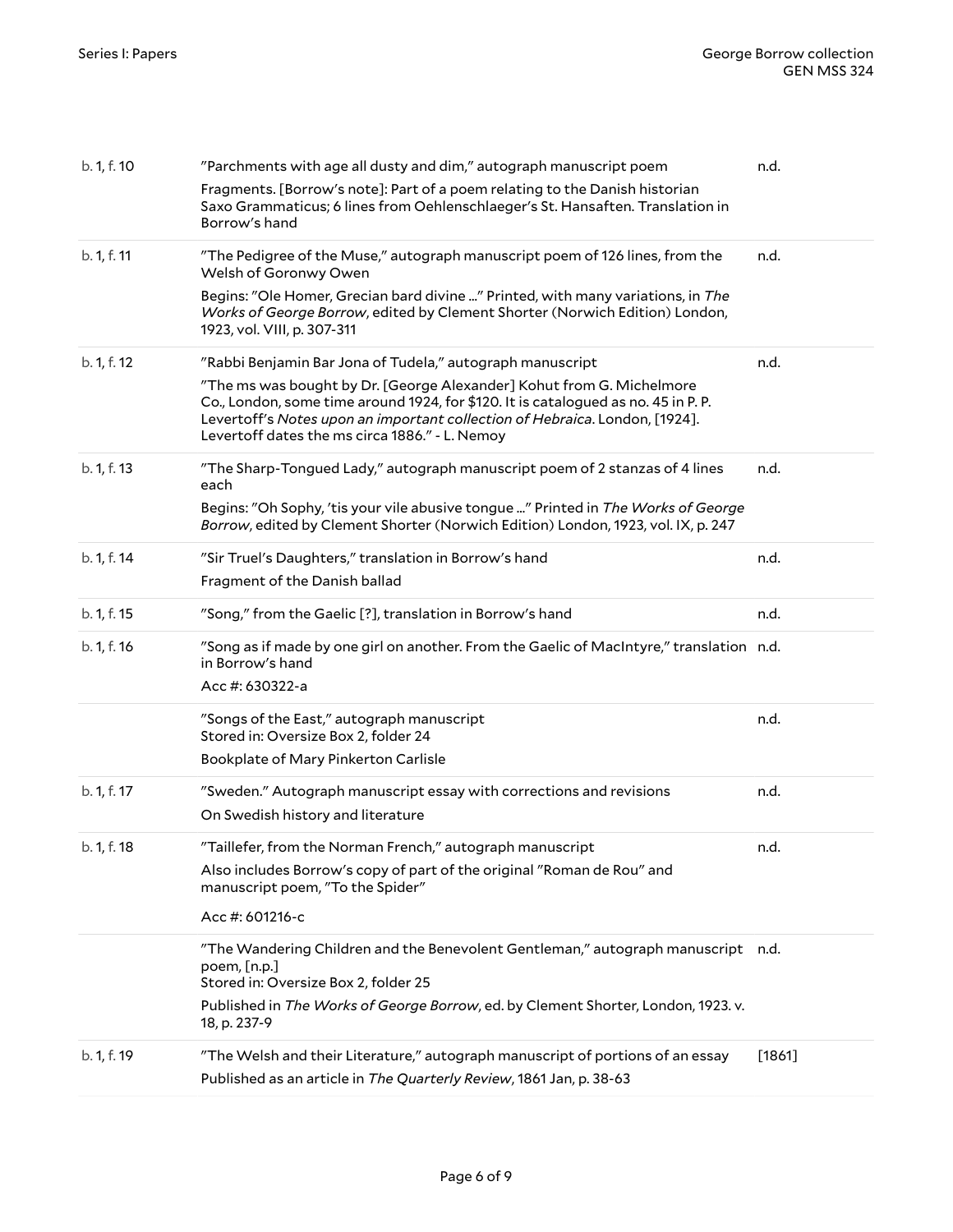| | | |
|---|---|---|
| b. 1, f. 10 | "Parchments with age all dusty and dim," autograph manuscript poem<br>Fragments. [Borrow's note]: Part of a poem relating to the Danish historian Saxo Grammaticus; 6 lines from Oehlenschlaeger's St. Hansaften. Translation in Borrow's hand | n.d. |
| b. 1, f. 11 | "The Pedigree of the Muse," autograph manuscript poem of 126 lines, from the Welsh of Goronwy Owen<br>Begins: "Ole Homer, Grecian bard divine ..." Printed, with many variations, in *The Works of George Borrow*, edited by Clement Shorter (Norwich Edition) London, 1923, vol. VIII, p. 307-311 | n.d. |
| b. 1, f. 12 | "Rabbi Benjamin Bar Jona of Tudela," autograph manuscript<br>"The ms was bought by Dr. [George Alexander] Kohut from G. Michelmore Co., London, some time around 1924, for $120. It is catalogued as no. 45 in P. P. Levertoff's *Notes upon an important collection of Hebraica*. London, [1924]. Levertoff dates the ms circa 1886." - L. Nemoy | n.d. |
| b. 1, f. 13 | "The Sharp-Tongued Lady," autograph manuscript poem of 2 stanzas of 4 lines each<br>Begins: "Oh Sophy, 'tis your vile abusive tongue ..." Printed in *The Works of George Borrow*, edited by Clement Shorter (Norwich Edition) London, 1923, vol. IX, p. 247 | n.d. |
| b. 1, f. 14 | "Sir Truel's Daughters," translation in Borrow's hand<br>Fragment of the Danish ballad | n.d. |
| b. 1, f. 15 | "Song," from the Gaelic [?], translation in Borrow's hand | n.d. |
| b. 1, f. 16 | "Song as if made by one girl on another. From the Gaelic of MacIntyre," translation in Borrow's hand<br>Acc #: 630322-a | n.d. |
| | "Songs of the East," autograph manuscript<br>Stored in: Oversize Box 2, folder 24<br>Bookplate of Mary Pinkerton Carlisle | n.d. |
| b. 1, f. 17 | "Sweden." Autograph manuscript essay with corrections and revisions<br>On Swedish history and literature | n.d. |
| b. 1, f. 18 | "Taillefer, from the Norman French," autograph manuscript<br>Also includes Borrow's copy of part of the original "Roman de Rou" and manuscript poem, "To the Spider"<br>Acc #: 601216-c | n.d. |
| | "The Wandering Children and the Benevolent Gentleman," autograph manuscript poem, [n.p.]<br>Stored in: Oversize Box 2, folder 25<br>Published in *The Works of George Borrow*, ed. by Clement Shorter, London, 1923. v. 18, p. 237-9 | n.d. |
| b. 1, f. 19 | "The Welsh and their Literature," autograph manuscript of portions of an essay<br>Published as an article in *The Quarterly Review*, 1861 Jan, p. 38-63 | [1861] |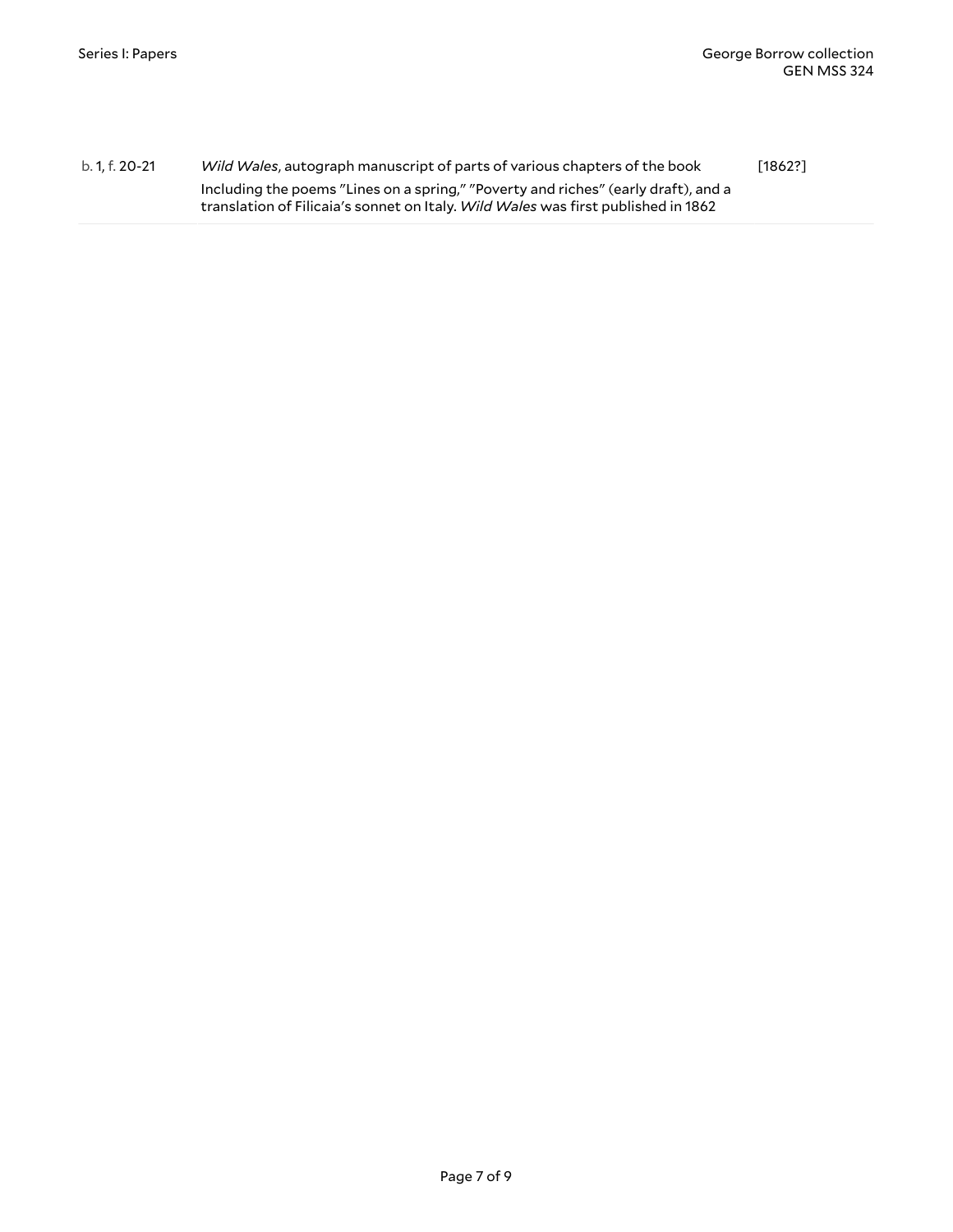| | | |
|---|---|---|
| b. 1, f. 20-21 | *Wild Wales*, autograph manuscript of parts of various chapters of the book<br>Including the poems "Lines on a spring," "Poverty and riches" (early draft), and a translation of Filicaia's sonnet on Italy. *Wild Wales* was first published in 1862 | [1862?] |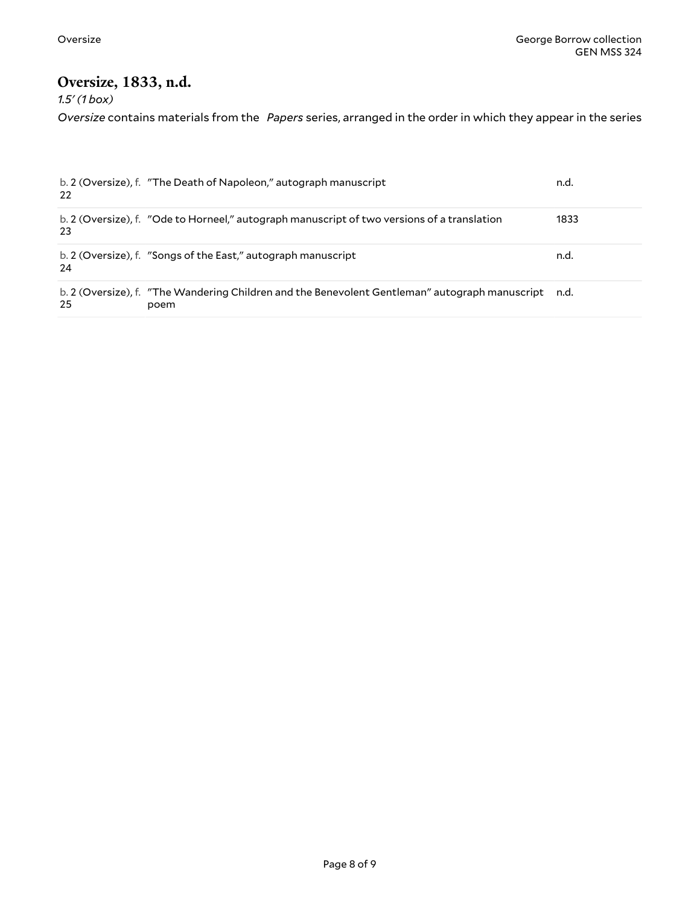## Oversize, 1833, n.d.

*1.5′ (1 box)*

*Oversize* contains materials from the *Papers* series, arranged in the order in which they appear in the series

| | | |
|---|---|---|
| b. 2 (Oversize), f. 22 | "The Death of Napoleon," autograph manuscript | n.d. |
| b. 2 (Oversize), f. 23 | "Ode to Horneel," autograph manuscript of two versions of a translation | 1833 |
| b. 2 (Oversize), f. 24 | "Songs of the East," autograph manuscript | n.d. |
| b. 2 (Oversize), f. 25 | "The Wandering Children and the Benevolent Gentleman" autograph manuscript poem | n.d. |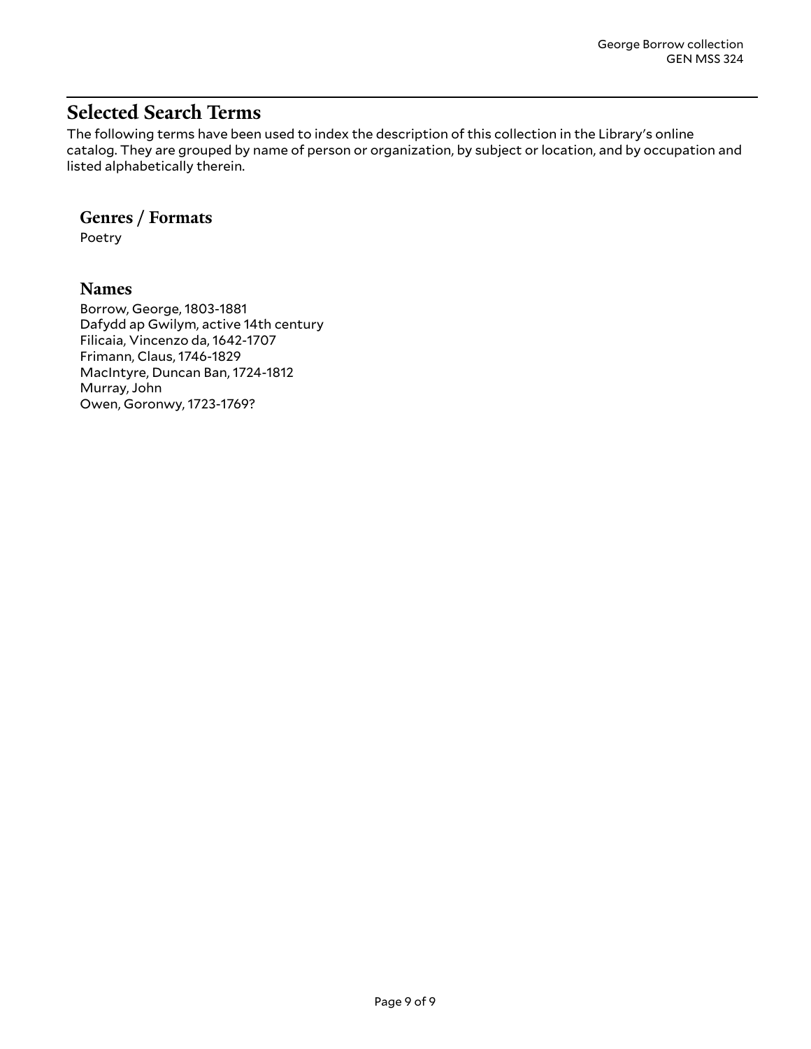## Selected Search Terms

The following terms have been used to index the description of this collection in the Library's online catalog. They are grouped by name of person or organization, by subject or location, and by occupation and listed alphabetically therein.

### Genres / Formats

Poetry

### Names

Borrow, George, 1803-1881
Dafydd ap Gwilym, active 14th century
Filicaia, Vincenzo da, 1642-1707
Frimann, Claus, 1746-1829
MacIntyre, Duncan Ban, 1724-1812
Murray, John
Owen, Goronwy, 1723-1769?